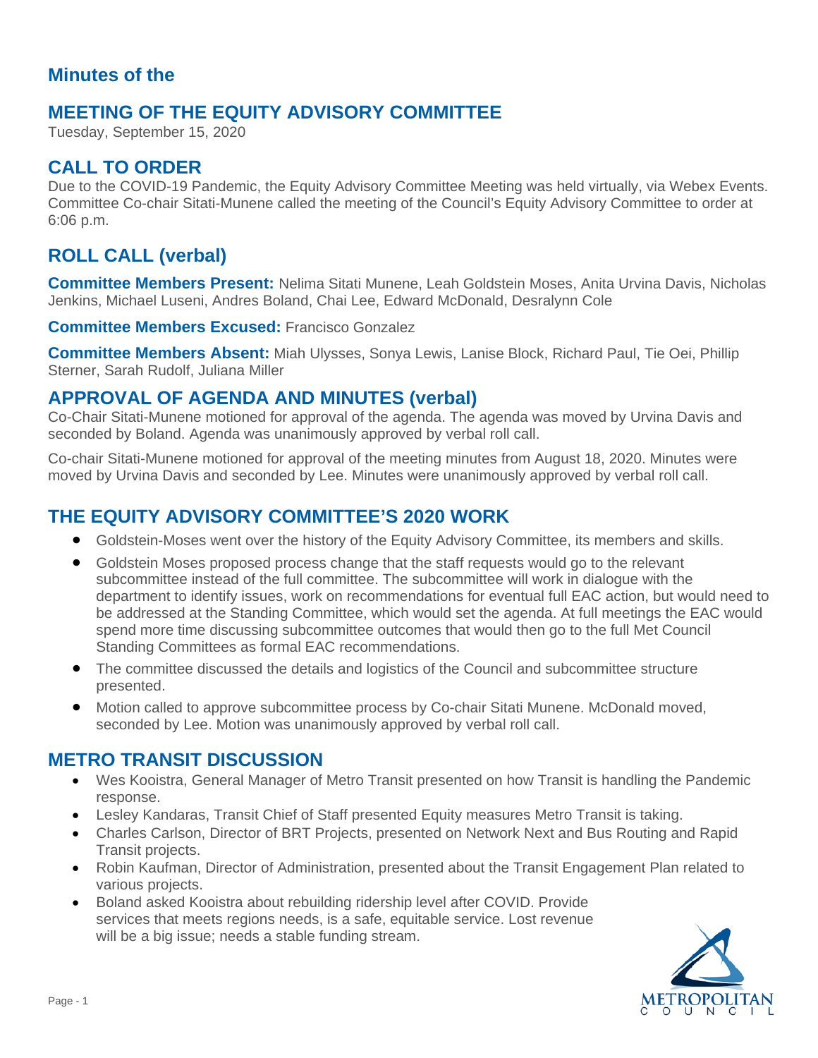## Minutes of the

## MEETING OF THE EQUITY ADVISORY COMMITTEE

Tuesday, September 15, 2020

## CALL TO ORDER

Due to the COVID-19 Pandemic, the Equity Advisory Committee Meeting was held virtually, via Webex Events. Committee Co-chair Sitati-Munene called the meeting of the Council's Equity Advisory Committee to order at 6:06 p.m.

## ROLL CALL (verbal)

**Committee Members Present:** Nelima Sitati Munene, Leah Goldstein Moses, Anita Urvina Davis, Nicholas Jenkins, Michael Luseni, Andres Boland, Chai Lee, Edward McDonald, Desralynn Cole

**Committee Members Excused:** Francisco Gonzalez

**Committee Members Absent:** Miah Ulysses, Sonya Lewis, Lanise Block, Richard Paul, Tie Oei, Phillip Sterner, Sarah Rudolf, Juliana Miller

## APPROVAL OF AGENDA AND MINUTES (verbal)

Co-Chair Sitati-Munene motioned for approval of the agenda. The agenda was moved by Urvina Davis and seconded by Boland. Agenda was unanimously approved by verbal roll call.

Co-chair Sitati-Munene motioned for approval of the meeting minutes from August 18, 2020. Minutes were moved by Urvina Davis and seconded by Lee. Minutes were unanimously approved by verbal roll call.

## THE EQUITY ADVISORY COMMITTEE'S 2020 WORK

- Goldstein-Moses went over the history of the Equity Advisory Committee, its members and skills.
- Goldstein Moses proposed process change that the staff requests would go to the relevant subcommittee instead of the full committee. The subcommittee will work in dialogue with the department to identify issues, work on recommendations for eventual full EAC action, but would need to be addressed at the Standing Committee, which would set the agenda. At full meetings the EAC would spend more time discussing subcommittee outcomes that would then go to the full Met Council Standing Committees as formal EAC recommendations.
- The committee discussed the details and logistics of the Council and subcommittee structure presented.
- Motion called to approve subcommittee process by Co-chair Sitati Munene. McDonald moved, seconded by Lee. Motion was unanimously approved by verbal roll call.

## METRO TRANSIT DISCUSSION

- Wes Kooistra, General Manager of Metro Transit presented on how Transit is handling the Pandemic response.
- Lesley Kandaras, Transit Chief of Staff presented Equity measures Metro Transit is taking.
- Charles Carlson, Director of BRT Projects, presented on Network Next and Bus Routing and Rapid Transit projects.
- Robin Kaufman, Director of Administration, presented about the Transit Engagement Plan related to various projects.
- Boland asked Kooistra about rebuilding ridership level after COVID. Provide services that meets regions needs, is a safe, equitable service. Lost revenue will be a big issue; needs a stable funding stream.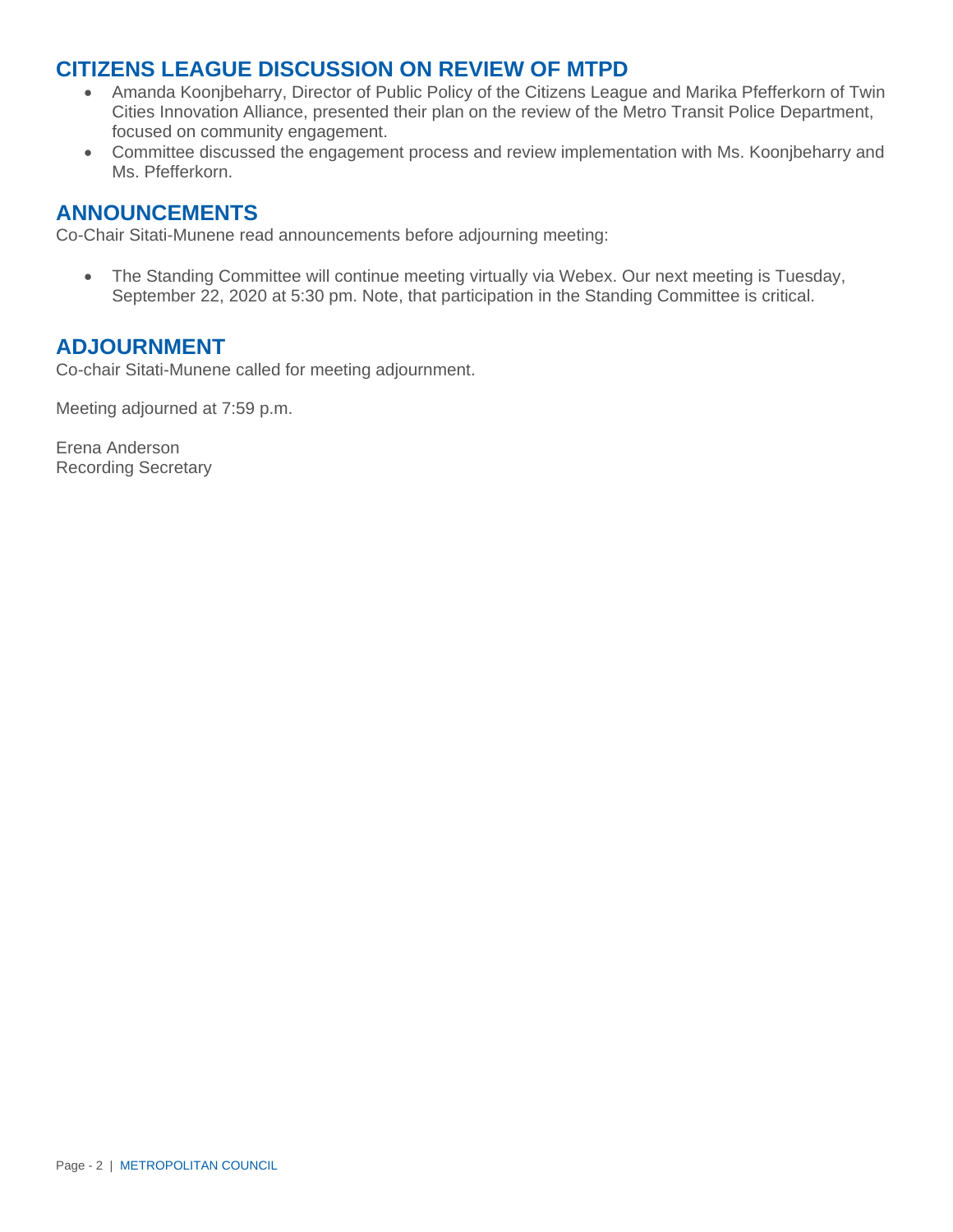## CITIZENS LEAGUE DISCUSSION ON REVIEW OF MTPD

- Amanda Koonjbeharry, Director of Public Policy of the Citizens League and Marika Pfefferkorn of Twin Cities Innovation Alliance, presented their plan on the review of the Metro Transit Police Department, focused on community engagement.
- Committee discussed the engagement process and review implementation with Ms. Koonjbeharry and Ms. Pfefferkorn.

## ANNOUNCEMENTS

Co-Chair Sitati-Munene read announcements before adjourning meeting:

- The Standing Committee will continue meeting virtually via Webex. Our next meeting is Tuesday, September 22, 2020 at 5:30 pm. Note, that participation in the Standing Committee is critical.

## ADJOURNMENT

Co-chair Sitati-Munene called for meeting adjournment.

Meeting adjourned at 7:59 p.m.

Erena Anderson
Recording Secretary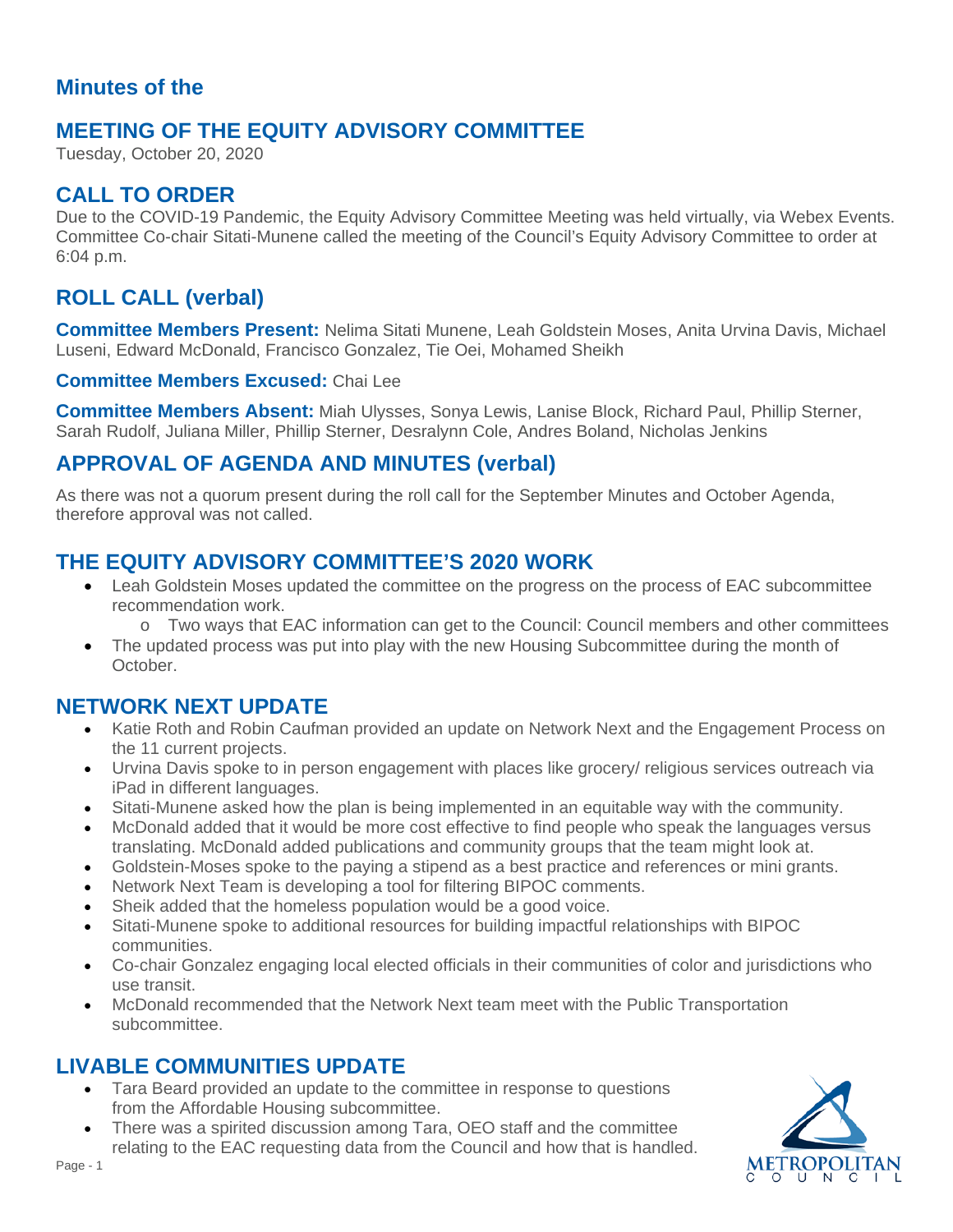## Minutes of the

# MEETING OF THE EQUITY ADVISORY COMMITTEE

Tuesday, October 20, 2020

## CALL TO ORDER

Due to the COVID-19 Pandemic, the Equity Advisory Committee Meeting was held virtually, via Webex Events. Committee Co-chair Sitati-Munene called the meeting of the Council's Equity Advisory Committee to order at 6:04 p.m.

## ROLL CALL (verbal)

**Committee Members Present:** Nelima Sitati Munene, Leah Goldstein Moses, Anita Urvina Davis, Michael Luseni, Edward McDonald, Francisco Gonzalez, Tie Oei, Mohamed Sheikh

**Committee Members Excused:** Chai Lee

**Committee Members Absent:** Miah Ulysses, Sonya Lewis, Lanise Block, Richard Paul, Phillip Sterner, Sarah Rudolf, Juliana Miller, Phillip Sterner, Desralynn Cole, Andres Boland, Nicholas Jenkins

## APPROVAL OF AGENDA AND MINUTES (verbal)

As there was not a quorum present during the roll call for the September Minutes and October Agenda, therefore approval was not called.

## THE EQUITY ADVISORY COMMITTEE'S 2020 WORK

- Leah Goldstein Moses updated the committee on the progress on the process of EAC subcommittee recommendation work.
  - Two ways that EAC information can get to the Council: Council members and other committees
- The updated process was put into play with the new Housing Subcommittee during the month of October.

## NETWORK NEXT UPDATE

- Katie Roth and Robin Caufman provided an update on Network Next and the Engagement Process on the 11 current projects.
- Urvina Davis spoke to in person engagement with places like grocery/ religious services outreach via iPad in different languages.
- Sitati-Munene asked how the plan is being implemented in an equitable way with the community.
- McDonald added that it would be more cost effective to find people who speak the languages versus translating. McDonald added publications and community groups that the team might look at.
- Goldstein-Moses spoke to the paying a stipend as a best practice and references or mini grants.
- Network Next Team is developing a tool for filtering BIPOC comments.
- Sheik added that the homeless population would be a good voice.
- Sitati-Munene spoke to additional resources for building impactful relationships with BIPOC communities.
- Co-chair Gonzalez engaging local elected officials in their communities of color and jurisdictions who use transit.
- McDonald recommended that the Network Next team meet with the Public Transportation subcommittee.

## LIVABLE COMMUNITIES UPDATE

- Tara Beard provided an update to the committee in response to questions from the Affordable Housing subcommittee.
- There was a spirited discussion among Tara, OEO staff and the committee relating to the EAC requesting data from the Council and how that is handled.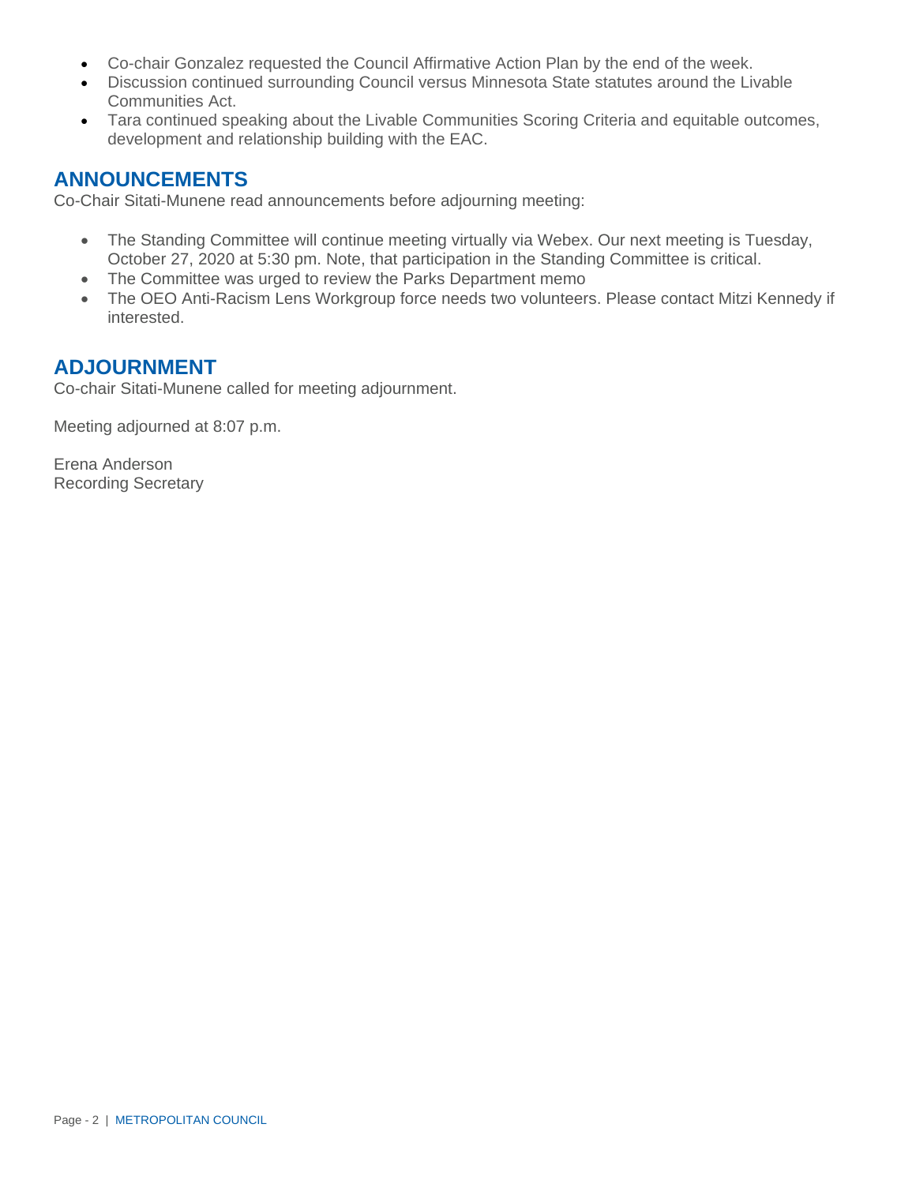- Co-chair Gonzalez requested the Council Affirmative Action Plan by the end of the week.
- Discussion continued surrounding Council versus Minnesota State statutes around the Livable Communities Act.
- Tara continued speaking about the Livable Communities Scoring Criteria and equitable outcomes, development and relationship building with the EAC.

## ANNOUNCEMENTS

Co-Chair Sitati-Munene read announcements before adjourning meeting:

- The Standing Committee will continue meeting virtually via Webex. Our next meeting is Tuesday, October 27, 2020 at 5:30 pm. Note, that participation in the Standing Committee is critical.
- The Committee was urged to review the Parks Department memo
- The OEO Anti-Racism Lens Workgroup force needs two volunteers. Please contact Mitzi Kennedy if interested.

## ADJOURNMENT

Co-chair Sitati-Munene called for meeting adjournment.

Meeting adjourned at 8:07 p.m.

Erena Anderson
Recording Secretary